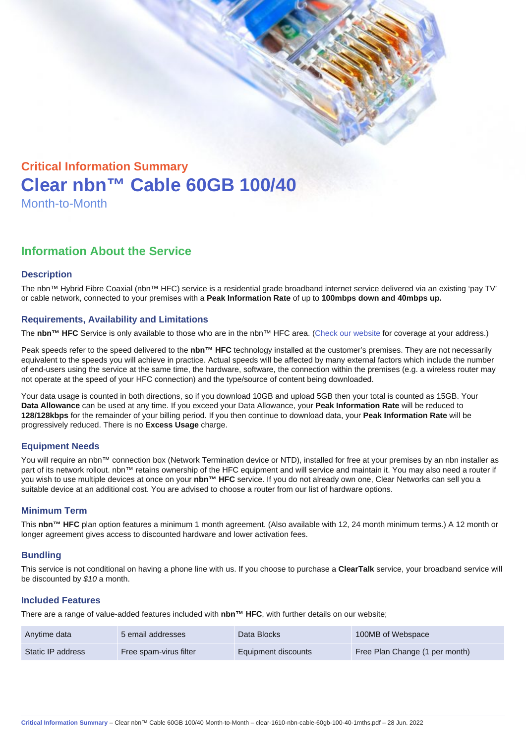Critical Information Summary

# Clear nbn™ Cable 60GB 100/40

Month-to-Month

## Information About the Service

### Description

The nbn™ Hybrid Fibre Coaxial (nbn™ HFC) service is a residential grade broadband internet service delivered via an existing 'pay TV' or cable network, connected to your premises with a **Peak Information Rate** of up to **100mbps down and 40mbps up.**

### Requirements, Availability and Limitations

The **nbn™ HFC** Service is only available to those who are in the nbn™ HFC area. (Check our website for coverage at your address.)

Peak speeds refer to the speed delivered to the **nbn™ HFC** technology installed at the customer's premises. They are not necessarily equivalent to the speeds you will achieve in practice. Actual speeds will be affected by many external factors which include the number of end-users using the service at the same time, the hardware, software, the connection within the premises (e.g. a wireless router may not operate at the speed of your HFC connection) and the type/source of content being downloaded.

Your data usage is counted in both directions, so if you download 10GB and upload 5GB then your total is counted as 15GB. Your **Data Allowance** can be used at any time. If you exceed your Data Allowance, your **Peak Information Rate** will be reduced to **128/128kbps** for the remainder of your billing period. If you then continue to download data, your **Peak Information Rate** will be progressively reduced. There is no **Excess Usage** charge.

### Equipment Needs

You will require an nbn™ connection box (Network Termination device or NTD), installed for free at your premises by an nbn installer as part of its network rollout. nbn™ retains ownership of the HFC equipment and will service and maintain it. You may also need a router if you wish to use multiple devices at once on your **nbn™ HFC** service. If you do not already own one, Clear Networks can sell you a suitable device at an additional cost. You are advised to choose a router from our list of hardware options.

### Minimum Term

This **nbn™ HFC** plan option features a minimum 1 month agreement. (Also available with 12, 24 month minimum terms.) A 12 month or longer agreement gives access to discounted hardware and lower activation fees.

### Bundling

This service is not conditional on having a phone line with us. If you choose to purchase a **ClearTalk** service, your broadband service will be discounted by *$10* a month.

### Included Features

There are a range of value-added features included with **nbn™ HFC**, with further details on our website;

| | | | |
|---|---|---|---|
| Anytime data | 5 email addresses | Data Blocks | 100MB of Webspace |
| Static IP address | Free spam-virus filter | Equipment discounts | Free Plan Change (1 per month) |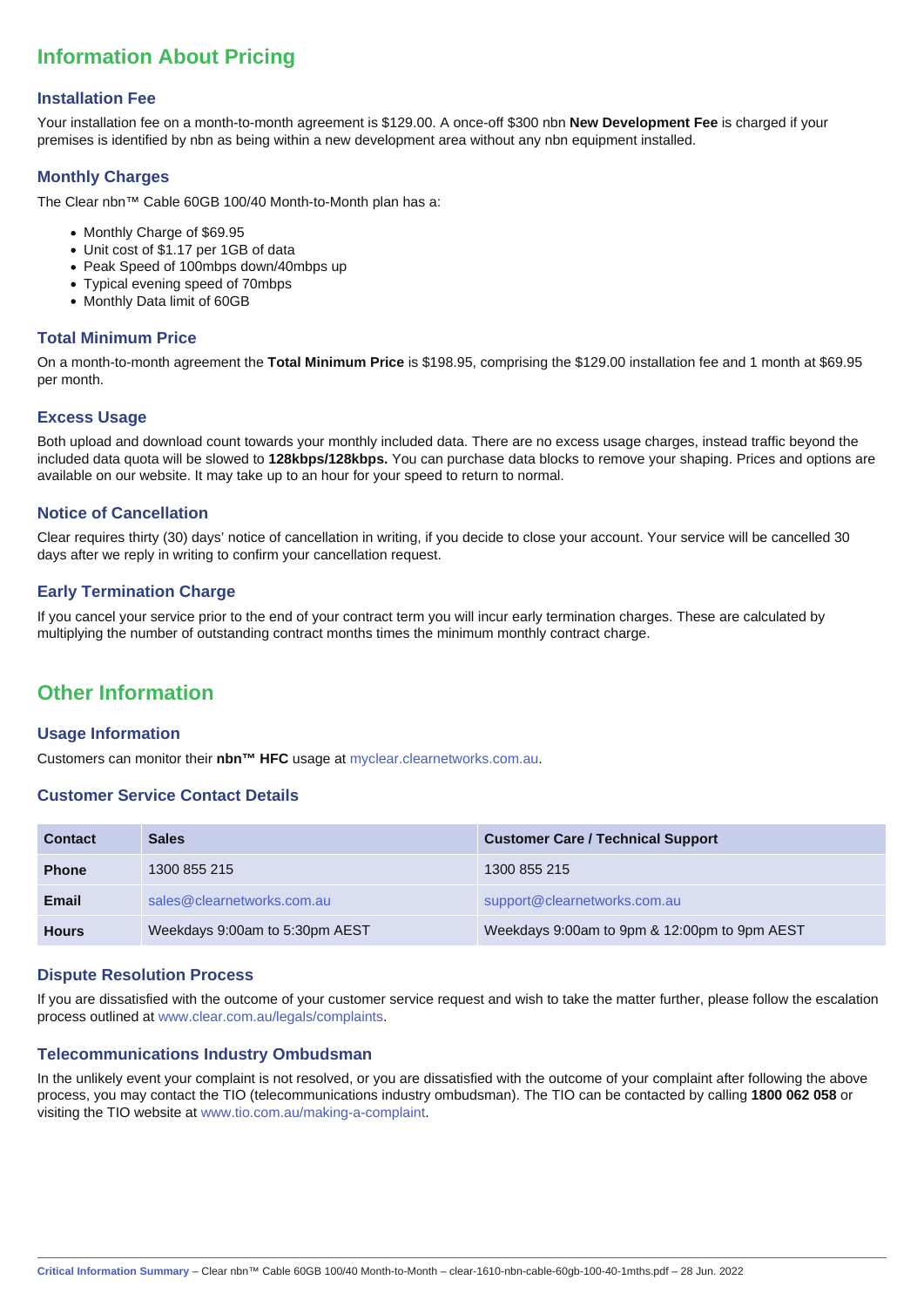## Information About Pricing

### Installation Fee

Your installation fee on a month-to-month agreement is $129.00. A once-off $300 nbn **New Development Fee** is charged if your premises is identified by nbn as being within a new development area without any nbn equipment installed.

### Monthly Charges

The Clear nbn™ Cable 60GB 100/40 Month-to-Month plan has a:

- Monthly Charge of $69.95
- Unit cost of $1.17 per 1GB of data
- Peak Speed of 100mbps down/40mbps up
- Typical evening speed of 70mbps
- Monthly Data limit of 60GB

### Total Minimum Price

On a month-to-month agreement the **Total Minimum Price** is $198.95, comprising the $129.00 installation fee and 1 month at $69.95 per month.

### Excess Usage

Both upload and download count towards your monthly included data. There are no excess usage charges, instead traffic beyond the included data quota will be slowed to **128kbps/128kbps.** You can purchase data blocks to remove your shaping. Prices and options are available on our website. It may take up to an hour for your speed to return to normal.

### Notice of Cancellation

Clear requires thirty (30) days' notice of cancellation in writing, if you decide to close your account. Your service will be cancelled 30 days after we reply in writing to confirm your cancellation request.

### Early Termination Charge

If you cancel your service prior to the end of your contract term you will incur early termination charges. These are calculated by multiplying the number of outstanding contract months times the minimum monthly contract charge.

## Other Information

### Usage Information

Customers can monitor their **nbn™ HFC** usage at myclear.clearnetworks.com.au.

### Customer Service Contact Details

| Contact | Sales | Customer Care / Technical Support |
|---|---|---|
| **Phone** | 1300 855 215 | 1300 855 215 |
| **Email** | sales@clearnetworks.com.au | support@clearnetworks.com.au |
| **Hours** | Weekdays 9:00am to 5:30pm AEST | Weekdays 9:00am to 9pm & 12:00pm to 9pm AEST |

### Dispute Resolution Process

If you are dissatisfied with the outcome of your customer service request and wish to take the matter further, please follow the escalation process outlined at www.clear.com.au/legals/complaints.

### Telecommunications Industry Ombudsman

In the unlikely event your complaint is not resolved, or you are dissatisfied with the outcome of your complaint after following the above process, you may contact the TIO (telecommunications industry ombudsman). The TIO can be contacted by calling **1800 062 058** or visiting the TIO website at www.tio.com.au/making-a-complaint.